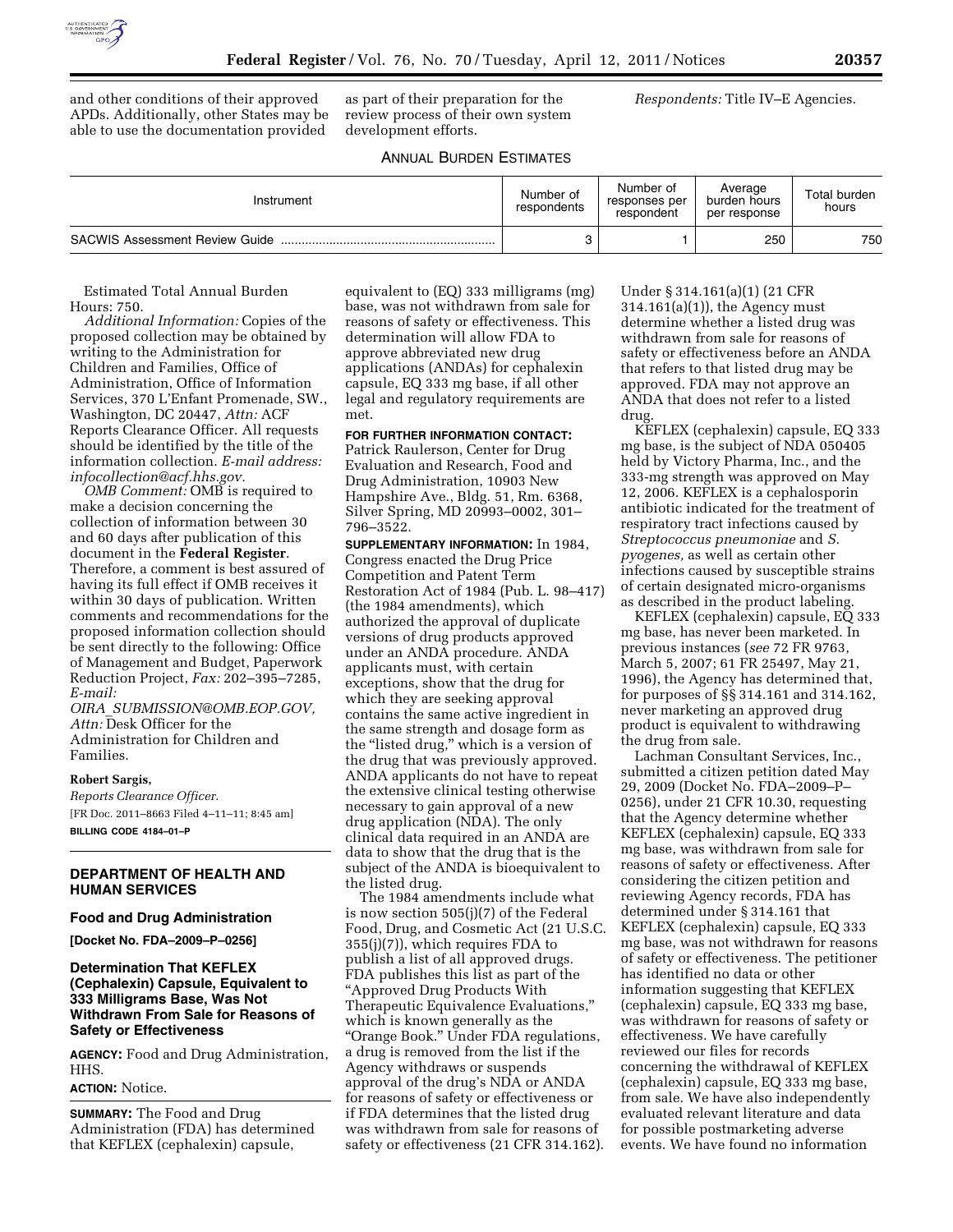and other conditions of their approved APDs. Additionally, other States may be able to use the documentation provided as part of their preparation for the review process of their own system development efforts.

*Respondents:* Title IV–E Agencies.

ANNUAL BURDEN ESTIMATES

| Instrument | Number of respondents | Number of responses per respondent | Average burden hours per response | Total burden hours |
|---|---|---|---|---|
| SACWIS Assessment Review Guide | 3 | 1 | 250 | 750 |

Estimated Total Annual Burden Hours: 750.

*Additional Information:* Copies of the proposed collection may be obtained by writing to the Administration for Children and Families, Office of Administration, Office of Information Services, 370 L'Enfant Promenade, SW., Washington, DC 20447, *Attn:* ACF Reports Clearance Officer. All requests should be identified by the title of the information collection. *E-mail address: infocollection@acf.hhs.gov.*

*OMB Comment:* OMB is required to make a decision concerning the collection of information between 30 and 60 days after publication of this document in the **Federal Register**. Therefore, a comment is best assured of having its full effect if OMB receives it within 30 days of publication. Written comments and recommendations for the proposed information collection should be sent directly to the following: Office of Management and Budget, Paperwork Reduction Project, *Fax:* 202–395–7285, *E-mail: OIRA_SUBMISSION@OMB.EOP.GOV, Attn:* Desk Officer for the Administration for Children and Families.

**Robert Sargis,**

*Reports Clearance Officer.*

[FR Doc. 2011–8663 Filed 4–11–11; 8:45 am]

**BILLING CODE 4184–01–P**

## DEPARTMENT OF HEALTH AND HUMAN SERVICES

### Food and Drug Administration

**[Docket No. FDA–2009–P–0256]**

### Determination That KEFLEX (Cephalexin) Capsule, Equivalent to 333 Milligrams Base, Was Not Withdrawn From Sale for Reasons of Safety or Effectiveness

**AGENCY:** Food and Drug Administration, HHS.

**ACTION:** Notice.

**SUMMARY:** The Food and Drug Administration (FDA) has determined that KEFLEX (cephalexin) capsule, equivalent to (EQ) 333 milligrams (mg) base, was not withdrawn from sale for reasons of safety or effectiveness. This determination will allow FDA to approve abbreviated new drug applications (ANDAs) for cephalexin capsule, EQ 333 mg base, if all other legal and regulatory requirements are met.

**FOR FURTHER INFORMATION CONTACT:** Patrick Raulerson, Center for Drug Evaluation and Research, Food and Drug Administration, 10903 New Hampshire Ave., Bldg. 51, Rm. 6368, Silver Spring, MD 20993–0002, 301–796–3522.

**SUPPLEMENTARY INFORMATION:** In 1984, Congress enacted the Drug Price Competition and Patent Term Restoration Act of 1984 (Pub. L. 98–417) (the 1984 amendments), which authorized the approval of duplicate versions of drug products approved under an ANDA procedure. ANDA applicants must, with certain exceptions, show that the drug for which they are seeking approval contains the same active ingredient in the same strength and dosage form as the "listed drug," which is a version of the drug that was previously approved. ANDA applicants do not have to repeat the extensive clinical testing otherwise necessary to gain approval of a new drug application (NDA). The only clinical data required in an ANDA are data to show that the drug that is the subject of the ANDA is bioequivalent to the listed drug.

The 1984 amendments include what is now section 505(j)(7) of the Federal Food, Drug, and Cosmetic Act (21 U.S.C. 355(j)(7)), which requires FDA to publish a list of all approved drugs. FDA publishes this list as part of the "Approved Drug Products With Therapeutic Equivalence Evaluations," which is known generally as the "Orange Book." Under FDA regulations, a drug is removed from the list if the Agency withdraws or suspends approval of the drug's NDA or ANDA for reasons of safety or effectiveness or if FDA determines that the listed drug was withdrawn from sale for reasons of safety or effectiveness (21 CFR 314.162).

Under § 314.161(a)(1) (21 CFR 314.161(a)(1)), the Agency must determine whether a listed drug was withdrawn from sale for reasons of safety or effectiveness before an ANDA that refers to that listed drug may be approved. FDA may not approve an ANDA that does not refer to a listed drug.

KEFLEX (cephalexin) capsule, EQ 333 mg base, is the subject of NDA 050405 held by Victory Pharma, Inc., and the 333-mg strength was approved on May 12, 2006. KEFLEX is a cephalosporin antibiotic indicated for the treatment of respiratory tract infections caused by *Streptococcus pneumoniae* and *S. pyogenes,* as well as certain other infections caused by susceptible strains of certain designated micro-organisms as described in the product labeling.

KEFLEX (cephalexin) capsule, EQ 333 mg base, has never been marketed. In previous instances (*see* 72 FR 9763, March 5, 2007; 61 FR 25497, May 21, 1996), the Agency has determined that, for purposes of §§ 314.161 and 314.162, never marketing an approved drug product is equivalent to withdrawing the drug from sale.

Lachman Consultant Services, Inc., submitted a citizen petition dated May 29, 2009 (Docket No. FDA–2009–P–0256), under 21 CFR 10.30, requesting that the Agency determine whether KEFLEX (cephalexin) capsule, EQ 333 mg base, was withdrawn from sale for reasons of safety or effectiveness. After considering the citizen petition and reviewing Agency records, FDA has determined under § 314.161 that KEFLEX (cephalexin) capsule, EQ 333 mg base, was not withdrawn for reasons of safety or effectiveness. The petitioner has identified no data or other information suggesting that KEFLEX (cephalexin) capsule, EQ 333 mg base, was withdrawn for reasons of safety or effectiveness. We have carefully reviewed our files for records concerning the withdrawal of KEFLEX (cephalexin) capsule, EQ 333 mg base, from sale. We have also independently evaluated relevant literature and data for possible postmarketing adverse events. We have found no information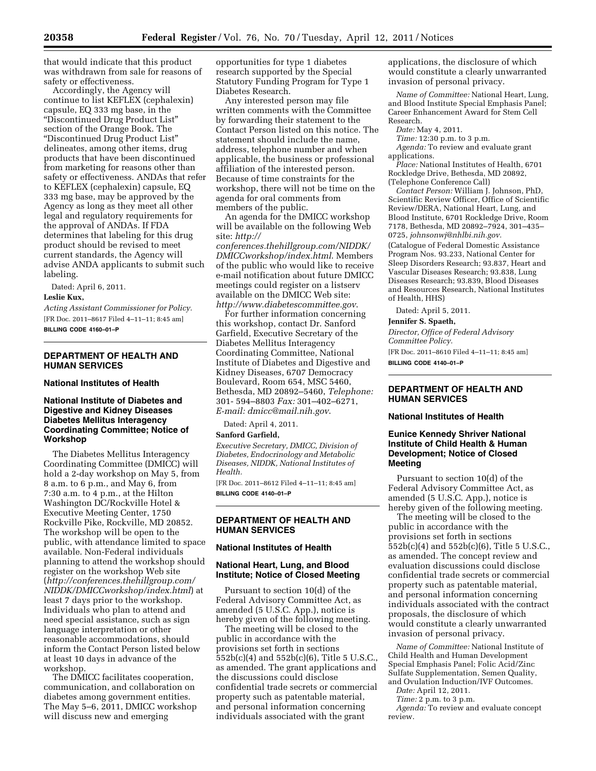that would indicate that this product was withdrawn from sale for reasons of safety or effectiveness.

Accordingly, the Agency will continue to list KEFLEX (cephalexin) capsule, EQ 333 mg base, in the "Discontinued Drug Product List" section of the Orange Book. The "Discontinued Drug Product List" delineates, among other items, drug products that have been discontinued from marketing for reasons other than safety or effectiveness. ANDAs that refer to KEFLEX (cephalexin) capsule, EQ 333 mg base, may be approved by the Agency as long as they meet all other legal and regulatory requirements for the approval of ANDAs. If FDA determines that labeling for this drug product should be revised to meet current standards, the Agency will advise ANDA applicants to submit such labeling.

Dated: April 6, 2011.

**Leslie Kux,**

*Acting Assistant Commissioner for Policy.*

[FR Doc. 2011–8617 Filed 4–11–11; 8:45 am]

**BILLING CODE 4160–01–P**

## DEPARTMENT OF HEALTH AND HUMAN SERVICES

### National Institutes of Health

### National Institute of Diabetes and Digestive and Kidney Diseases Diabetes Mellitus Interagency Coordinating Committee; Notice of Workshop

The Diabetes Mellitus Interagency Coordinating Committee (DMICC) will hold a 2-day workshop on May 5, from 8 a.m. to 6 p.m., and May 6, from 7:30 a.m. to 4 p.m., at the Hilton Washington DC/Rockville Hotel & Executive Meeting Center, 1750 Rockville Pike, Rockville, MD 20852. The workshop will be open to the public, with attendance limited to space available. Non-Federal individuals planning to attend the workshop should register on the workshop Web site (*http://conferences.thehillgroup.com/NIDDK/DMICCworkshop/index.html*) at least 7 days prior to the workshop. Individuals who plan to attend and need special assistance, such as sign language interpretation or other reasonable accommodations, should inform the Contact Person listed below at least 10 days in advance of the workshop.

The DMICC facilitates cooperation, communication, and collaboration on diabetes among government entities. The May 5–6, 2011, DMICC workshop will discuss new and emerging opportunities for type 1 diabetes research supported by the Special Statutory Funding Program for Type 1 Diabetes Research.

Any interested person may file written comments with the Committee by forwarding their statement to the Contact Person listed on this notice. The statement should include the name, address, telephone number and when applicable, the business or professional affiliation of the interested person. Because of time constraints for the workshop, there will not be time on the agenda for oral comments from members of the public.

An agenda for the DMICC workshop will be available on the following Web site: *http://conferences.thehillgroup.com/NIDDK/DMICCworkshop/index.html*. Members of the public who would like to receive e-mail notification about future DMICC meetings could register on a listserv available on the DMICC Web site: *http://www.diabetescommittee.gov*.

For further information concerning this workshop, contact Dr. Sanford Garfield, Executive Secretary of the Diabetes Mellitus Interagency Coordinating Committee, National Institute of Diabetes and Digestive and Kidney Diseases, 6707 Democracy Boulevard, Room 654, MSC 5460, Bethesda, MD 20892–5460, *Telephone:* 301- 594–8803 *Fax:* 301–402–6271, *E-mail: dmicc@mail.nih.gov*.

Dated: April 4, 2011.

**Sanford Garfield,**

*Executive Secretary, DMICC, Division of Diabetes, Endocrinology and Metabolic Diseases, NIDDK, National Institutes of Health.*

[FR Doc. 2011–8612 Filed 4–11–11; 8:45 am]

**BILLING CODE 4140–01–P**

## DEPARTMENT OF HEALTH AND HUMAN SERVICES

### National Institutes of Health

### National Heart, Lung, and Blood Institute; Notice of Closed Meeting

Pursuant to section 10(d) of the Federal Advisory Committee Act, as amended (5 U.S.C. App.), notice is hereby given of the following meeting.

The meeting will be closed to the public in accordance with the provisions set forth in sections 552b(c)(4) and 552b(c)(6), Title 5 U.S.C., as amended. The grant applications and the discussions could disclose confidential trade secrets or commercial property such as patentable material, and personal information concerning individuals associated with the grant applications, the disclosure of which would constitute a clearly unwarranted invasion of personal privacy.

*Name of Committee:* National Heart, Lung, and Blood Institute Special Emphasis Panel; Career Enhancement Award for Stem Cell Research.

*Date:* May 4, 2011.

*Time:* 12:30 p.m. to 3 p.m.

*Agenda:* To review and evaluate grant applications.

*Place:* National Institutes of Health, 6701 Rockledge Drive, Bethesda, MD 20892, (Telephone Conference Call)

*Contact Person:* William J. Johnson, PhD, Scientific Review Officer, Office of Scientific Review/DERA, National Heart, Lung, and Blood Institute, 6701 Rockledge Drive, Room 7178, Bethesda, MD 20892–7924, 301–435–0725, *johnsonwj@nhlbi.nih.gov.*

(Catalogue of Federal Domestic Assistance Program Nos. 93.233, National Center for Sleep Disorders Research; 93.837, Heart and Vascular Diseases Research; 93.838, Lung Diseases Research; 93.839, Blood Diseases and Resources Research, National Institutes of Health, HHS)

Dated: April 5, 2011.

**Jennifer S. Spaeth,**

*Director, Office of Federal Advisory Committee Policy.*

[FR Doc. 2011–8610 Filed 4–11–11; 8:45 am]

**BILLING CODE 4140–01–P**

## DEPARTMENT OF HEALTH AND HUMAN SERVICES

### National Institutes of Health

### Eunice Kennedy Shriver National Institute of Child Health & Human Development; Notice of Closed Meeting

Pursuant to section 10(d) of the Federal Advisory Committee Act, as amended (5 U.S.C. App.), notice is hereby given of the following meeting.

The meeting will be closed to the public in accordance with the provisions set forth in sections 552b(c)(4) and 552b(c)(6), Title 5 U.S.C., as amended. The concept review and evaluation discussions could disclose confidential trade secrets or commercial property such as patentable material, and personal information concerning individuals associated with the contract proposals, the disclosure of which would constitute a clearly unwarranted invasion of personal privacy.

*Name of Committee:* National Institute of Child Health and Human Development Special Emphasis Panel; Folic Acid/Zinc Sulfate Supplementation, Semen Quality, and Ovulation Induction/IVF Outcomes.

*Date:* April 12, 2011.

*Time:* 2 p.m. to 3 p.m.

*Agenda:* To review and evaluate concept review.